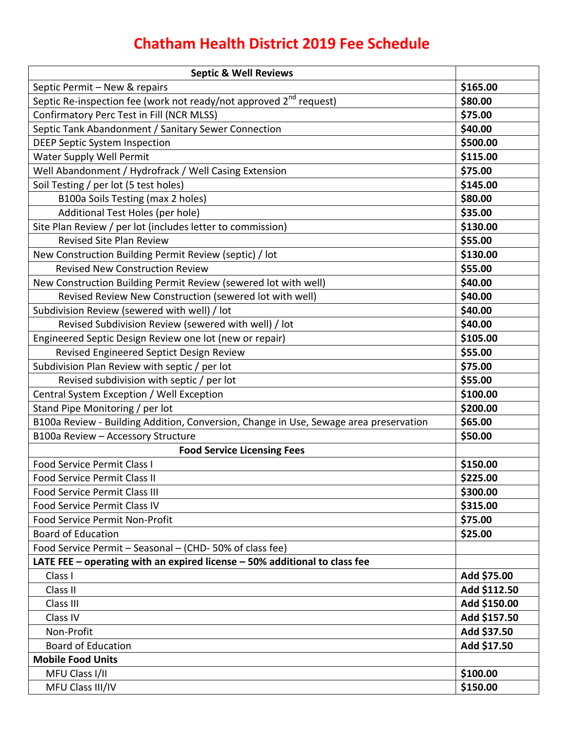# Chatham Health District 2019 Fee Schedule

| Septic & Well Reviews | |
|---|---|
| Septic Permit – New & repairs | **$165.00** |
| Septic Re-inspection fee (work not ready/not approved 2nd request) | **$80.00** |
| Confirmatory Perc Test in Fill (NCR MLSS) | **$75.00** |
| Septic Tank Abandonment / Sanitary Sewer Connection | **$40.00** |
| DEEP Septic System Inspection | **$500.00** |
| Water Supply Well Permit | **$115.00** |
| Well Abandonment / Hydrofrack / Well Casing Extension | **$75.00** |
| Soil Testing / per lot (5 test holes) | **$145.00** |
| B100a Soils Testing (max 2 holes) | **$80.00** |
| Additional Test Holes (per hole) | **$35.00** |
| Site Plan Review / per lot (includes letter to commission) | **$130.00** |
| Revised Site Plan Review | **$55.00** |
| New Construction Building Permit Review (septic) / lot | **$130.00** |
| Revised New Construction Review | **$55.00** |
| New Construction Building Permit Review (sewered lot with well) | **$40.00** |
| Revised Review New Construction (sewered lot with well) | **$40.00** |
| Subdivision Review (sewered with well) / lot | **$40.00** |
| Revised Subdivision Review (sewered with well) / lot | **$40.00** |
| Engineered Septic Design Review one lot (new or repair) | **$105.00** |
| Revised Engineered Septict Design Review | **$55.00** |
| Subdivision Plan Review with septic / per lot | **$75.00** |
| Revised subdivision with septic / per lot | **$55.00** |
| Central System Exception / Well Exception | **$100.00** |
| Stand Pipe Monitoring / per lot | **$200.00** |
| B100a Review - Building Addition, Conversion, Change in Use, Sewage area preservation | **$65.00** |
| B100a Review – Accessory Structure | **$50.00** |
| **Food Service Licensing Fees** | |
| Food Service Permit Class I | **$150.00** |
| Food Service Permit Class II | **$225.00** |
| Food Service Permit Class III | **$300.00** |
| Food Service Permit Class IV | **$315.00** |
| Food Service Permit Non-Profit | **$75.00** |
| Board of Education | **$25.00** |
| Food Service Permit – Seasonal – (CHD- 50% of class fee) | |
| **LATE FEE – operating with an expired license – 50% additional to class fee** | |
| Class I | **Add $75.00** |
| Class II | **Add $112.50** |
| Class III | **Add $150.00** |
| Class IV | **Add $157.50** |
| Non-Profit | **Add $37.50** |
| Board of Education | **Add $17.50** |
| **Mobile Food Units** | |
| MFU Class I/II | **$100.00** |
| MFU Class III/IV | **$150.00** |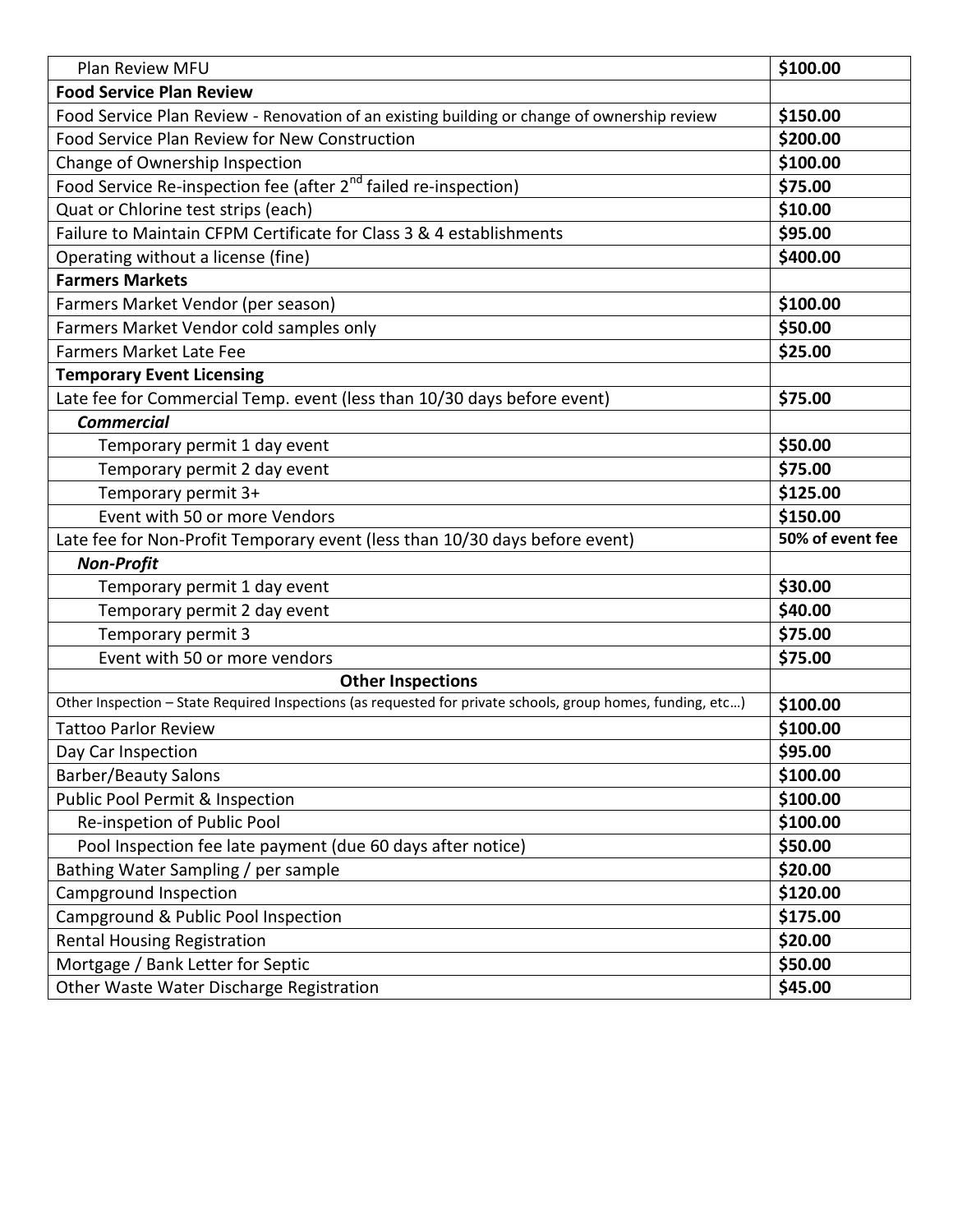| | |
|---|---|
| Plan Review MFU | **$100.00** |
| **Food Service Plan Review** | |
| Food Service Plan Review - Renovation of an existing building or change of ownership review | **$150.00** |
| Food Service Plan Review for New Construction | **$200.00** |
| Change of Ownership Inspection | **$100.00** |
| Food Service Re-inspection fee (after 2nd failed re-inspection) | **$75.00** |
| Quat or Chlorine test strips (each) | **$10.00** |
| Failure to Maintain CFPM Certificate for Class 3 & 4 establishments | **$95.00** |
| Operating without a license (fine) | **$400.00** |
| **Farmers Markets** | |
| Farmers Market Vendor (per season) | **$100.00** |
| Farmers Market Vendor cold samples only | **$50.00** |
| Farmers Market Late Fee | **$25.00** |
| **Temporary Event Licensing** | |
| Late fee for Commercial Temp. event (less than 10/30 days before event) | **$75.00** |
| ***Commercial*** | |
| Temporary permit 1 day event | **$50.00** |
| Temporary permit 2 day event | **$75.00** |
| Temporary permit 3+ | **$125.00** |
| Event with 50 or more Vendors | **$150.00** |
| Late fee for Non-Profit Temporary event (less than 10/30 days before event) | **50% of event fee** |
| ***Non-Profit*** | |
| Temporary permit 1 day event | **$30.00** |
| Temporary permit 2 day event | **$40.00** |
| Temporary permit 3 | **$75.00** |
| Event with 50 or more vendors | **$75.00** |
| **Other Inspections** | |
| Other Inspection – State Required Inspections (as requested for private schools, group homes, funding, etc…) | **$100.00** |
| Tattoo Parlor Review | **$100.00** |
| Day Car Inspection | **$95.00** |
| Barber/Beauty Salons | **$100.00** |
| Public Pool Permit & Inspection | **$100.00** |
| Re-inspetion of Public Pool | **$100.00** |
| Pool Inspection fee late payment (due 60 days after notice) | **$50.00** |
| Bathing Water Sampling / per sample | **$20.00** |
| Campground Inspection | **$120.00** |
| Campground & Public Pool Inspection | **$175.00** |
| Rental Housing Registration | **$20.00** |
| Mortgage / Bank Letter for Septic | **$50.00** |
| Other Waste Water Discharge Registration | **$45.00** |